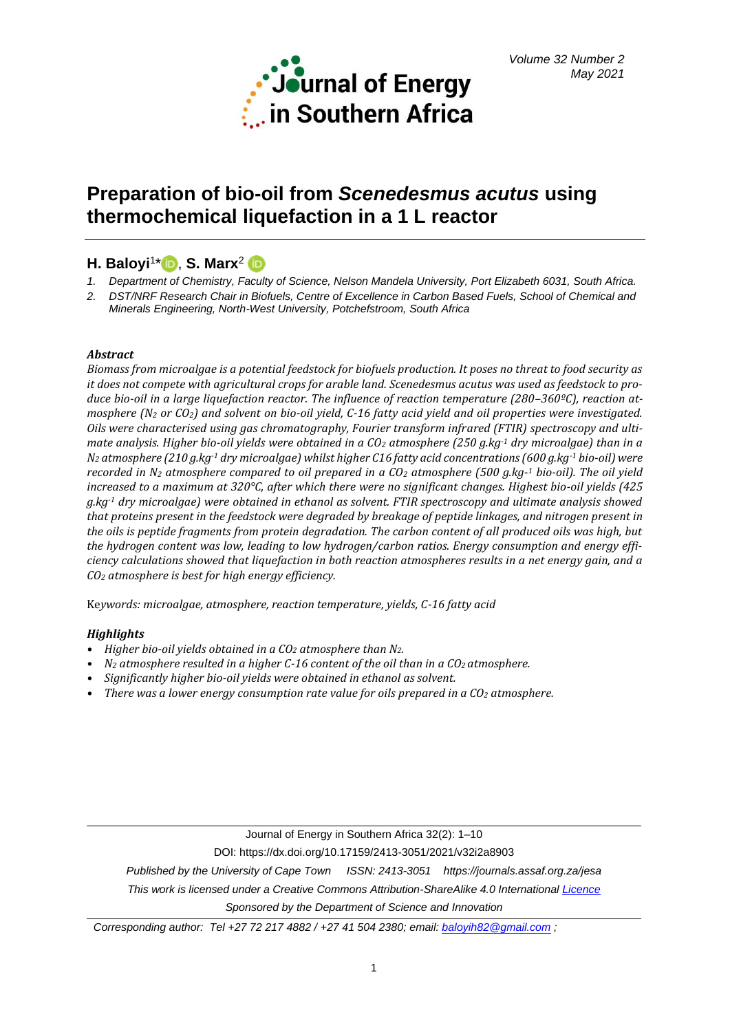# Preparation of bio-oil from *Scenedesmus acutus* using thermochemical liquefaction in a 1 L reactor

**H. Baloyi**[1*], **S. Marx**[2]

1. Department of Chemistry, Faculty of Science, Nelson Mandela University, Port Elizabeth 6031, South Africa.
2. DST/NRF Research Chair in Biofuels, Centre of Excellence in Carbon Based Fuels, School of Chemical and Minerals Engineering, North-West University, Potchefstroom, South Africa

### *Abstract*

*Biomass from microalgae is a potential feedstock for biofuels production. It poses no threat to food security as it does not compete with agricultural crops for arable land. Scenedesmus acutus was used as feedstock to produce bio-oil in a large liquefaction reactor. The influence of reaction temperature (280–360ºC), reaction atmosphere ($N_2$ or $CO_2$) and solvent on bio-oil yield, C-16 fatty acid yield and oil properties were investigated. Oils were characterised using gas chromatography, Fourier transform infrared (FTIR) spectroscopy and ultimate analysis. Higher bio-oil yields were obtained in a $CO_2$ atmosphere (250 g.kg$^{-1}$ dry microalgae) than in a $N_2$ atmosphere (210 g.kg$^{-1}$ dry microalgae) whilst higher C16 fatty acid concentrations (600 g.kg$^{-1}$ bio-oil) were recorded in $N_2$ atmosphere compared to oil prepared in a $CO_2$ atmosphere (500 g.kg$^{-1}$ bio-oil). The oil yield increased to a maximum at 320°C, after which there were no significant changes. Highest bio-oil yields (425 g.kg$^{-1}$ dry microalgae) were obtained in ethanol as solvent. FTIR spectroscopy and ultimate analysis showed that proteins present in the feedstock were degraded by breakage of peptide linkages, and nitrogen present in the oils is peptide fragments from protein degradation. The carbon content of all produced oils was high, but the hydrogen content was low, leading to low hydrogen/carbon ratios. Energy consumption and energy efficiency calculations showed that liquefaction in both reaction atmospheres results in a net energy gain, and a $CO_2$ atmosphere is best for high energy efficiency.*

Keywords: *microalgae, atmosphere, reaction temperature, yields, C-16 fatty acid*

### *Highlights*

- *Higher bio-oil yields obtained in a $CO_2$ atmosphere than $N_2$.*
- *$N_2$ atmosphere resulted in a higher C-16 content of the oil than in a $CO_2$ atmosphere.*
- *Significantly higher bio-oil yields were obtained in ethanol as solvent.*
- *There was a lower energy consumption rate value for oils prepared in a $CO_2$ atmosphere.*

---

Journal of Energy in Southern Africa 32(2): 1–10

DOI: https://dx.doi.org/10.17159/2413-3051/2021/v32i2a8903

*Published by the University of Cape Town ISSN: 2413-3051 https://journals.assaf.org.za/jesa*

*This work is licensed under a Creative Commons Attribution-ShareAlike 4.0 International Licence*

*Sponsored by the Department of Science and Innovation*

*Corresponding author: Tel +27 72 217 4882 / +27 41 504 2380; email: baloyih82@gmail.com ;*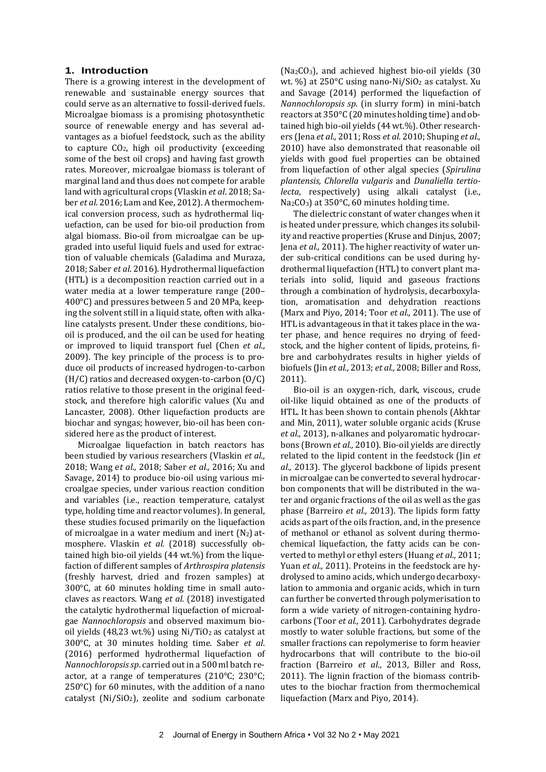## 1. Introduction

There is a growing interest in the development of renewable and sustainable energy sources that could serve as an alternative to fossil-derived fuels. Microalgae biomass is a promising photosynthetic source of renewable energy and has several advantages as a biofuel feedstock, such as the ability to capture $CO_2$, high oil productivity (exceeding some of the best oil crops) and having fast growth rates. Moreover, microalgae biomass is tolerant of marginal land and thus does not compete for arable land with agricultural crops (Vlaskin *et al*. 2018; Saber *et al*. 2016; Lam and Kee, 2012). A thermochemical conversion process, such as hydrothermal liquefaction, can be used for bio-oil production from algal biomass. Bio-oil from microalgae can be upgraded into useful liquid fuels and used for extraction of valuable chemicals (Galadima and Muraza, 2018; Saber *et al*. 2016). Hydrothermal liquefaction (HTL) is a decomposition reaction carried out in a water media at a lower temperature range (200–400°C) and pressures between 5 and 20 MPa, keeping the solvent still in a liquid state, often with alkaline catalysts present. Under these conditions, bio-oil is produced, and the oil can be used for heating or improved to liquid transport fuel (Chen *et al*., 2009). The key principle of the process is to produce oil products of increased hydrogen-to-carbon (H/C) ratios and decreased oxygen-to-carbon (O/C) ratios relative to those present in the original feedstock, and therefore high calorific values (Xu and Lancaster, 2008). Other liquefaction products are biochar and syngas; however, bio-oil has been considered here as the product of interest.

Microalgae liquefaction in batch reactors has been studied by various researchers (Vlaskin *et al.,* 2018; Wang e*t al.,* 2018; Saber *et al.,* 2016; Xu and Savage, 2014) to produce bio-oil using various microalgae species, under various reaction condition and variables (i.e., reaction temperature, catalyst type, holding time and reactor volumes). In general, these studies focused primarily on the liquefaction of microalgae in a water medium and inert ($N_2$) atmosphere. Vlaskin *et al.* (2018) successfully obtained high bio-oil yields (44 wt.%) from the liquefaction of different samples of *Arthrospira platensis* (freshly harvest, dried and frozen samples) at 300°C, at 60 minutes holding time in small autoclaves as reactors. Wang *et al.* (2018) investigated the catalytic hydrothermal liquefaction of microalgae *Nannochloropsis* and observed maximum bio-oil yields (48,23 wt.%) using $Ni/TiO_2$ as catalyst at 300°C, at 30 minutes holding time. Saber *et al*. (2016) performed hydrothermal liquefaction of *Nannochloropsis sp*. carried out in a 500 ml batch reactor, at a range of temperatures (210°C; 230°C; 250°C) for 60 minutes, with the addition of a nano catalyst ($Ni/SiO_2$), zeolite and sodium carbonate ($Na_2CO_3$), and achieved highest bio-oil yields (30 wt. %) at 250°C using nano-$Ni/SiO_2$ as catalyst. Xu and Savage (2014) performed the liquefaction of *Nannochloropsis sp*. (in slurry form) in mini-batch reactors at 350°C (20 minutes holding time) and obtained high bio-oil yields (44 wt.%). Other researchers (Jena *et al.,* 2011; Ross *et al.* 2010; Shuping *et al.,* 2010) have also demonstrated that reasonable oil yields with good fuel properties can be obtained from liquefaction of other algal species (*Spirulina plantensis, Chlorella vulgaris* and *Dunaliella tertiolecta*, respectively) using alkali catalyst (i.e., $Na_2CO_3$) at 350°C, 60 minutes holding time.

The dielectric constant of water changes when it is heated under pressure, which changes its solubility and reactive properties (Kruse and Dinjus, 2007; Jena *et al.,* 2011). The higher reactivity of water under sub-critical conditions can be used during hydrothermal liquefaction (HTL) to convert plant materials into solid, liquid and gaseous fractions through a combination of hydrolysis, decarboxylation, aromatisation and dehydration reactions (Marx and Piyo, 2014; Toor *et al.,* 2011). The use of HTL is advantageous in that it takes place in the water phase, and hence requires no drying of feedstock, and the higher content of lipids, proteins, fibre and carbohydrates results in higher yields of biofuels (Jin *et al.*, 2013; *et al.,* 2008; Biller and Ross, 2011).

Bio-oil is an oxygen-rich, dark, viscous, crude oil-like liquid obtained as one of the products of HTL. It has been shown to contain phenols (Akhtar and Min, 2011), water soluble organic acids (Kruse *et al.,* 2013), n-alkanes and polyaromatic hydrocarbons (Brown *et al.,* 2010). Bio-oil yields are directly related to the lipid content in the feedstock (Jin *et al.,* 2013). The glycerol backbone of lipids present in microalgae can be converted to several hydrocarbon components that will be distributed in the water and organic fractions of the oil as well as the gas phase (Barreiro *et al.,* 2013). The lipids form fatty acids as part of the oils fraction, and, in the presence of methanol or ethanol as solvent during thermochemical liquefaction, the fatty acids can be converted to methyl or ethyl esters (Huang *et al.,* 2011; Yuan *et al.,* 2011). Proteins in the feedstock are hydrolysed to amino acids, which undergo decarboxylation to ammonia and organic acids, which in turn can further be converted through polymerisation to form a wide variety of nitrogen-containing hydrocarbons (Toor *et al.,* 2011). Carbohydrates degrade mostly to water soluble fractions, but some of the smaller fractions can repolymerise to form heavier hydrocarbons that will contribute to the bio-oil fraction (Barreiro *et al*., 2013, Biller and Ross, 2011). The lignin fraction of the biomass contributes to the biochar fraction from thermochemical liquefaction (Marx and Piyo, 2014).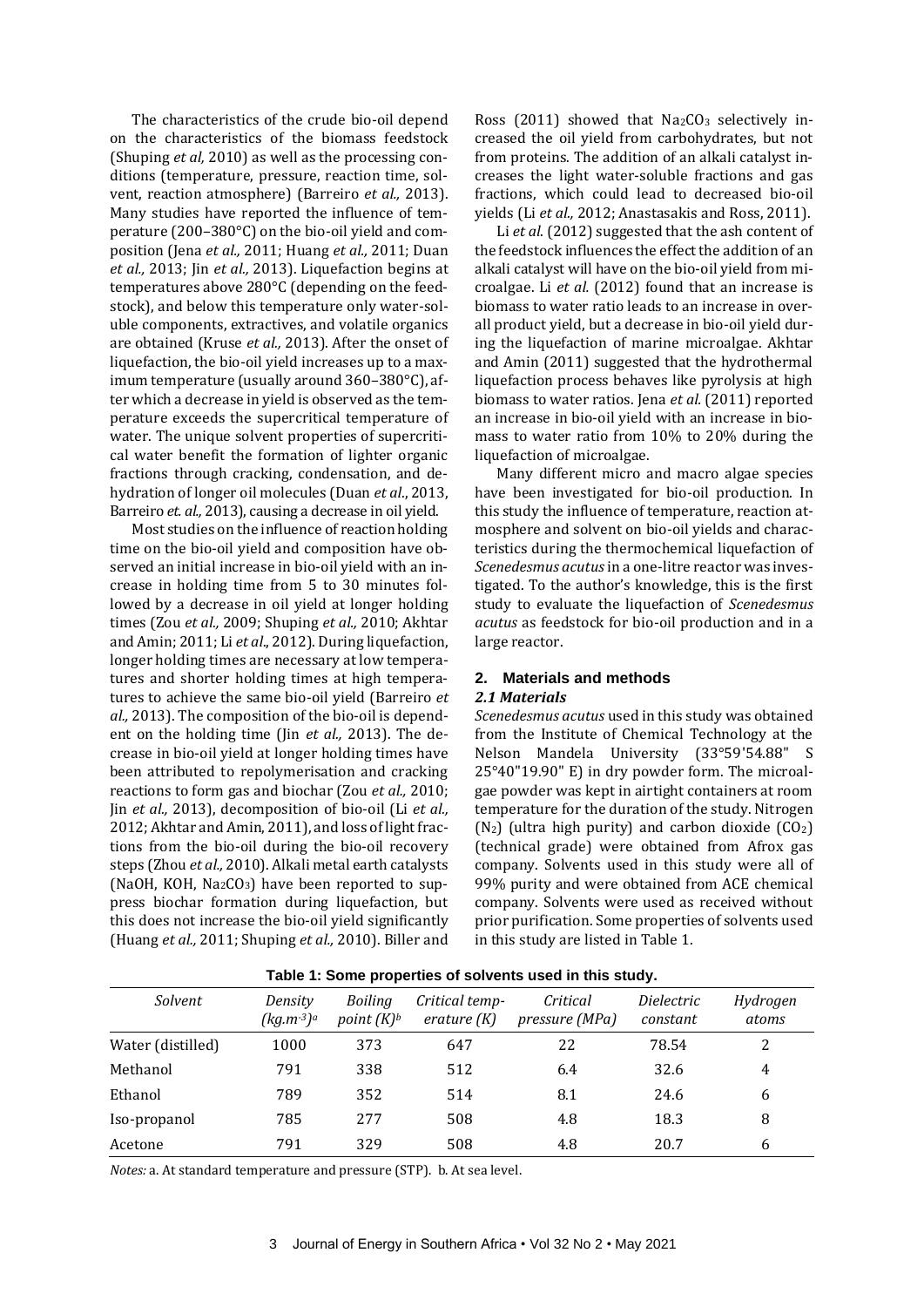The characteristics of the crude bio-oil depend on the characteristics of the biomass feedstock (Shuping *et al,* 2010) as well as the processing conditions (temperature, pressure, reaction time, solvent, reaction atmosphere) (Barreiro *et al.,* 2013). Many studies have reported the influence of temperature (200–380°C) on the bio-oil yield and composition (Jena *et al.,* 2011; Huang *et al.,* 2011; Duan *et al.,* 2013; Jin *et al.,* 2013). Liquefaction begins at temperatures above 280°C (depending on the feedstock), and below this temperature only water-soluble components, extractives, and volatile organics are obtained (Kruse *et al.,* 2013). After the onset of liquefaction, the bio-oil yield increases up to a maximum temperature (usually around 360–380°C), after which a decrease in yield is observed as the temperature exceeds the supercritical temperature of water. The unique solvent properties of supercritical water benefit the formation of lighter organic fractions through cracking, condensation, and dehydration of longer oil molecules (Duan *et al*., 2013, Barreiro *et. al.,* 2013), causing a decrease in oil yield.

Most studies on the influence of reaction holding time on the bio-oil yield and composition have observed an initial increase in bio-oil yield with an increase in holding time from 5 to 30 minutes followed by a decrease in oil yield at longer holding times (Zou *et al.,* 2009; Shuping *et al.,* 2010; Akhtar and Amin; 2011; Li *et al*., 2012). During liquefaction, longer holding times are necessary at low temperatures and shorter holding times at high temperatures to achieve the same bio-oil yield (Barreiro *et al.,* 2013). The composition of the bio-oil is dependent on the holding time (Jin *et al.,* 2013). The decrease in bio-oil yield at longer holding times have been attributed to repolymerisation and cracking reactions to form gas and biochar (Zou *et al.,* 2010; Jin *et al.,* 2013), decomposition of bio-oil (Li *et al.,* 2012; Akhtar and Amin, 2011), and loss of light fractions from the bio-oil during the bio-oil recovery steps (Zhou *et al.,* 2010). Alkali metal earth catalysts (NaOH, KOH, $Na_2CO_3$) have been reported to suppress biochar formation during liquefaction, but this does not increase the bio-oil yield significantly (Huang *et al.,* 2011; Shuping *et al.,* 2010). Biller and Ross (2011) showed that $Na_2CO_3$ selectively increased the oil yield from carbohydrates, but not from proteins. The addition of an alkali catalyst increases the light water-soluble fractions and gas fractions, which could lead to decreased bio-oil yields (Li *et al.,* 2012; Anastasakis and Ross, 2011).

Li *et al.* (2012) suggested that the ash content of the feedstock influences the effect the addition of an alkali catalyst will have on the bio-oil yield from microalgae. Li *et al.* (2012) found that an increase is biomass to water ratio leads to an increase in overall product yield, but a decrease in bio-oil yield during the liquefaction of marine microalgae. Akhtar and Amin (2011) suggested that the hydrothermal liquefaction process behaves like pyrolysis at high biomass to water ratios. Jena *et al.* (2011) reported an increase in bio-oil yield with an increase in biomass to water ratio from 10% to 20% during the liquefaction of microalgae.

Many different micro and macro algae species have been investigated for bio-oil production. In this study the influence of temperature, reaction atmosphere and solvent on bio-oil yields and characteristics during the thermochemical liquefaction of *Scenedesmus acutus* in a one-litre reactor was investigated. To the author's knowledge, this is the first study to evaluate the liquefaction of *Scenedesmus acutus* as feedstock for bio-oil production and in a large reactor.

## 2. Materials and methods

### *2.1 Materials*

*Scenedesmus acutus* used in this study was obtained from the Institute of Chemical Technology at the Nelson Mandela University (33°59'54.88" S 25°40"19.90" E) in dry powder form. The microalgae powder was kept in airtight containers at room temperature for the duration of the study. Nitrogen ($N_2$) (ultra high purity) and carbon dioxide ($CO_2$) (technical grade) were obtained from Afrox gas company. Solvents used in this study were all of 99% purity and were obtained from ACE chemical company. Solvents were used as received without prior purification. Some properties of solvents used in this study are listed in Table 1.

**Table 1: Some properties of solvents used in this study.**

| *Solvent* | *Density ($kg.m^{-3}$)[a]* | *Boiling point (K)[b]* | *Critical temperature (K)* | *Critical pressure (MPa)* | *Dielectric constant* | *Hydrogen atoms* |
|---|---|---|---|---|---|---|
| Water (distilled) | 1000 | 373 | 647 | 22 | 78.54 | 2 |
| Methanol | 791 | 338 | 512 | 6.4 | 32.6 | 4 |
| Ethanol | 789 | 352 | 514 | 8.1 | 24.6 | 6 |
| Iso-propanol | 785 | 277 | 508 | 4.8 | 18.3 | 8 |
| Acetone | 791 | 329 | 508 | 4.8 | 20.7 | 6 |

*Notes:* a. At standard temperature and pressure (STP). b. At sea level.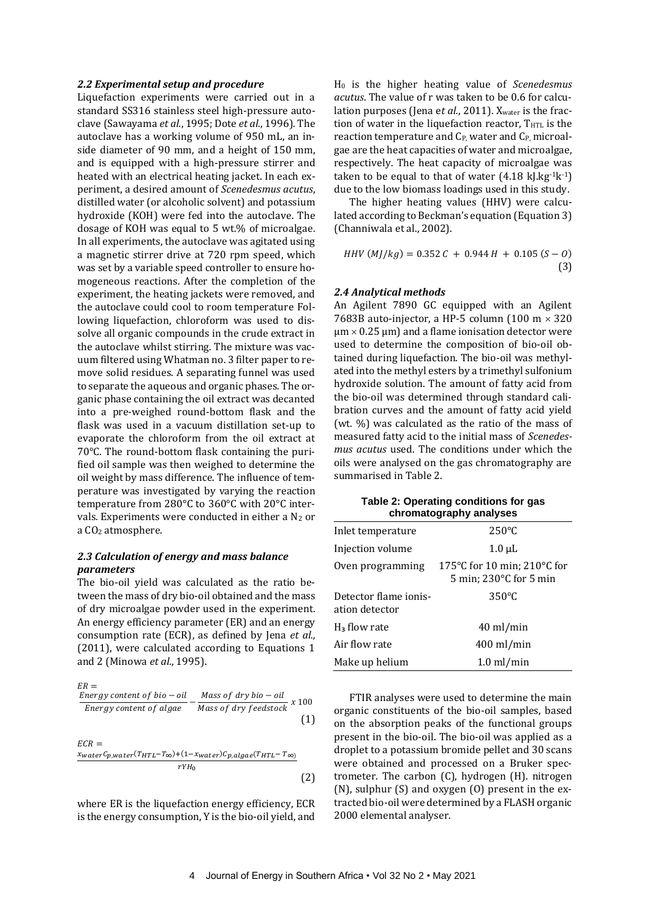### *2.2 Experimental setup and procedure*

Liquefaction experiments were carried out in a standard SS316 stainless steel high-pressure autoclave (Sawayama *et al.*, 1995; Dote *et al.*, 1996). The autoclave has a working volume of 950 mL, an inside diameter of 90 mm, and a height of 150 mm, and is equipped with a high-pressure stirrer and heated with an electrical heating jacket. In each experiment, a desired amount of *Scenedesmus acutus*, distilled water (or alcoholic solvent) and potassium hydroxide (KOH) were fed into the autoclave. The dosage of KOH was equal to 5 wt.% of microalgae. In all experiments, the autoclave was agitated using a magnetic stirrer drive at 720 rpm speed, which was set by a variable speed controller to ensure homogeneous reactions. After the completion of the experiment, the heating jackets were removed, and the autoclave could cool to room temperature Following liquefaction, chloroform was used to dissolve all organic compounds in the crude extract in the autoclave whilst stirring. The mixture was vacuum filtered using Whatman no. 3 filter paper to remove solid residues. A separating funnel was used to separate the aqueous and organic phases. The organic phase containing the oil extract was decanted into a pre-weighed round-bottom flask and the flask was used in a vacuum distillation set-up to evaporate the chloroform from the oil extract at 70°C. The round-bottom flask containing the purified oil sample was then weighed to determine the oil weight by mass difference. The influence of temperature was investigated by varying the reaction temperature from 280°C to 360°C with 20°C intervals. Experiments were conducted in either a $N_2$ or a $CO_2$ atmosphere.

### *2.3 Calculation of energy and mass balance parameters*

The bio-oil yield was calculated as the ratio between the mass of dry bio-oil obtained and the mass of dry microalgae powder used in the experiment. An energy efficiency parameter (ER) and an energy consumption rate (ECR), as defined by Jena *et al.,* (2011), were calculated according to Equations 1 and 2 (Minowa *et al.*, 1995).

$$ER = \frac{Energy\ content\ of\ bio-oil}{Energy\ content\ of\ algae} - \frac{Mass\ of\ dry\ bio-oil}{Mass\ of\ dry\ feedstock}\ x\ 100 \quad (1)$$

$$ECR = \frac{x_{water}C_{p,water}(T_{HTL}-T_{\infty})+(1-x_{water})C_{p,algae}(T_{HTL}-T_{\infty})}{rYH_0} \quad (2)$$

where ER is the liquefaction energy efficiency, ECR is the energy consumption, Y is the bio-oil yield, and $H_0$ is the higher heating value of *Scenedesmus acutus*. The value of r was taken to be 0.6 for calculation purposes (Jena e*t al.*, 2011). $X_{water}$ is the fraction of water in the liquefaction reactor, $T_{HTL}$ is the reaction temperature and $C_{P,}$ water and $C_{P,}$ microalgae are the heat capacities of water and microalgae, respectively. The heat capacity of microalgae was taken to be equal to that of water (4.18 kJ.kg$^{-1}$k$^{-1}$) due to the low biomass loadings used in this study.

The higher heating values (HHV) were calculated according to Beckman's equation (Equation 3) (Channiwala et al., 2002).

$$HHV\ (MJ/kg) = 0.352\ C + 0.944\ H + 0.105\ (S - O) \quad (3)$$

### *2.4 Analytical methods*

An Agilent 7890 GC equipped with an Agilent 7683B auto-injector, a HP-5 column (100 m × 320 μm × 0.25 μm) and a flame ionisation detector were used to determine the composition of bio-oil obtained during liquefaction. The bio-oil was methylated into the methyl esters by a trimethyl sulfonium hydroxide solution. The amount of fatty acid from the bio-oil was determined through standard calibration curves and the amount of fatty acid yield (wt. %) was calculated as the ratio of the mass of measured fatty acid to the initial mass of *Scenedesmus acutus* used. The conditions under which the oils were analysed on the gas chromatography are summarised in Table 2.

**Table 2: Operating conditions for gas chromatography analyses**

| | |
|---|---|
| Inlet temperature | 250°C |
| Injection volume | 1.0 μL |
| Oven programming | 175°C for 10 min; 210°C for 5 min; 230°C for 5 min |
| Detector flame ionisation detector | 350°C |
| $H_3$ flow rate | 40 ml/min |
| Air flow rate | 400 ml/min |
| Make up helium | 1.0 ml/min |

FTIR analyses were used to determine the main organic constituents of the bio-oil samples, based on the absorption peaks of the functional groups present in the bio-oil. The bio-oil was applied as a droplet to a potassium bromide pellet and 30 scans were obtained and processed on a Bruker spectrometer. The carbon (C), hydrogen (H). nitrogen (N), sulphur (S) and oxygen (O) present in the extracted bio-oil were determined by a FLASH organic 2000 elemental analyser.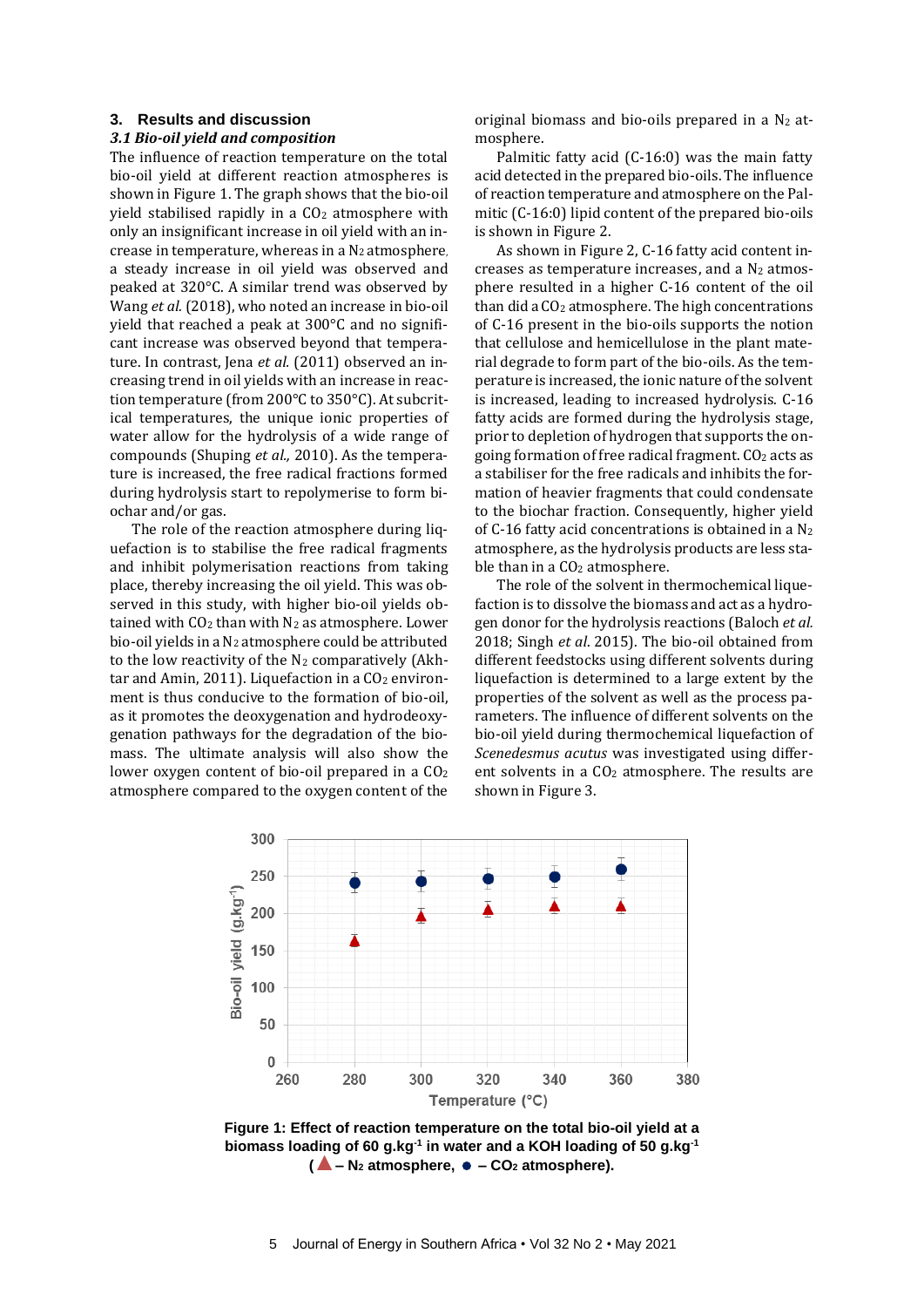## 3. Results and discussion

### *3.1 Bio-oil yield and composition*

The influence of reaction temperature on the total bio-oil yield at different reaction atmospheres is shown in Figure 1. The graph shows that the bio-oil yield stabilised rapidly in a $CO_2$ atmosphere with only an insignificant increase in oil yield with an increase in temperature, whereas in a $N_2$ atmosphere, a steady increase in oil yield was observed and peaked at 320°C. A similar trend was observed by Wang *et al.* (2018), who noted an increase in bio-oil yield that reached a peak at 300°C and no significant increase was observed beyond that temperature. In contrast, Jena *et al.* (2011) observed an increasing trend in oil yields with an increase in reaction temperature (from 200°C to 350°C). At subcritical temperatures, the unique ionic properties of water allow for the hydrolysis of a wide range of compounds (Shuping *et al.,* 2010). As the temperature is increased, the free radical fractions formed during hydrolysis start to repolymerise to form biochar and/or gas.

The role of the reaction atmosphere during liquefaction is to stabilise the free radical fragments and inhibit polymerisation reactions from taking place, thereby increasing the oil yield. This was observed in this study, with higher bio-oil yields obtained with $CO_2$ than with $N_2$ as atmosphere. Lower bio-oil yields in a $N_2$ atmosphere could be attributed to the low reactivity of the $N_2$ comparatively (Akhtar and Amin, 2011). Liquefaction in a $CO_2$ environment is thus conducive to the formation of bio-oil, as it promotes the deoxygenation and hydrodeoxygenation pathways for the degradation of the biomass. The ultimate analysis will also show the lower oxygen content of bio-oil prepared in a $CO_2$ atmosphere compared to the oxygen content of the original biomass and bio-oils prepared in a $N_2$ atmosphere.

Palmitic fatty acid (C-16:0) was the main fatty acid detected in the prepared bio-oils. The influence of reaction temperature and atmosphere on the Palmitic (C-16:0) lipid content of the prepared bio-oils is shown in Figure 2.

As shown in Figure 2, C-16 fatty acid content increases as temperature increases, and a $N_2$ atmosphere resulted in a higher C-16 content of the oil than did a $CO_2$ atmosphere. The high concentrations of C-16 present in the bio-oils supports the notion that cellulose and hemicellulose in the plant material degrade to form part of the bio-oils. As the temperature is increased, the ionic nature of the solvent is increased, leading to increased hydrolysis. C-16 fatty acids are formed during the hydrolysis stage, prior to depletion of hydrogen that supports the ongoing formation of free radical fragment. $CO_2$ acts as a stabiliser for the free radicals and inhibits the formation of heavier fragments that could condensate to the biochar fraction. Consequently, higher yield of C-16 fatty acid concentrations is obtained in a $N_2$ atmosphere, as the hydrolysis products are less stable than in a $CO_2$ atmosphere.

The role of the solvent in thermochemical liquefaction is to dissolve the biomass and act as a hydrogen donor for the hydrolysis reactions (Baloch *et al.* 2018; Singh *et al*. 2015). The bio-oil obtained from different feedstocks using different solvents during liquefaction is determined to a large extent by the properties of the solvent as well as the process parameters. The influence of different solvents on the bio-oil yield during thermochemical liquefaction of *Scenedesmus acutus* was investigated using different solvents in a $CO_2$ atmosphere. The results are shown in Figure 3.

**Figure 1: Effect of reaction temperature on the total bio-oil yield at a biomass loading of 60 $g.kg^{-1}$ in water and a KOH loading of 50 $g.kg^{-1}$ (▲ – $N_2$ atmosphere, ● – $CO_2$ atmosphere).**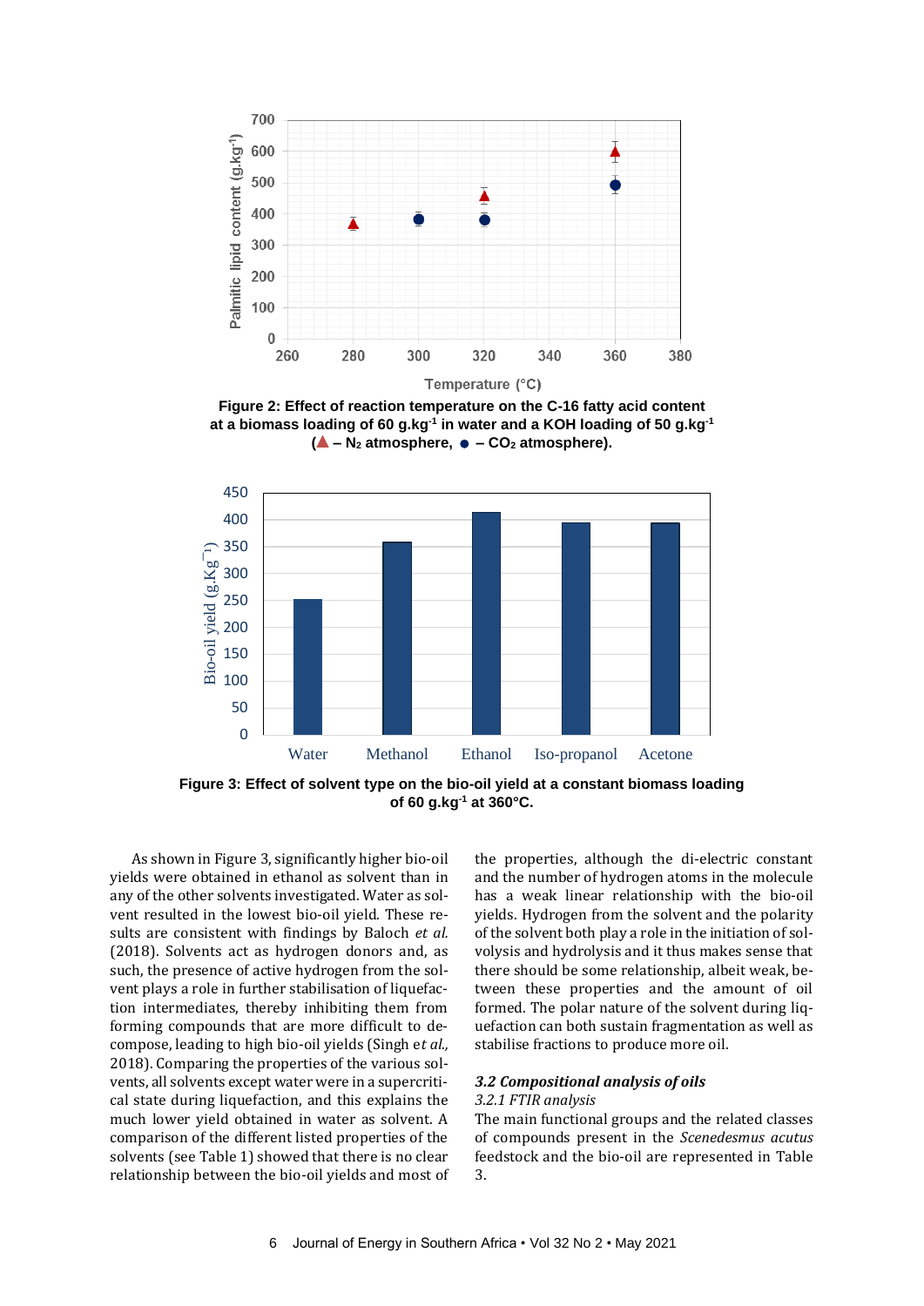**Figure 2: Effect of reaction temperature on the C-16 fatty acid content at a biomass loading of 60 g.kg$^{-1}$ in water and a KOH loading of 50 g.kg$^{-1}$ (▲ – $N_2$ atmosphere, ● – $CO_2$ atmosphere).**

**Figure 3: Effect of solvent type on the bio-oil yield at a constant biomass loading of 60 g.kg$^{-1}$ at 360°C.**

As shown in Figure 3, significantly higher bio-oil yields were obtained in ethanol as solvent than in any of the other solvents investigated. Water as solvent resulted in the lowest bio-oil yield. These results are consistent with findings by Baloch *et al.* (2018). Solvents act as hydrogen donors and, as such, the presence of active hydrogen from the solvent plays a role in further stabilisation of liquefaction intermediates, thereby inhibiting them from forming compounds that are more difficult to decompose, leading to high bio-oil yields (Singh e*t al.,* 2018). Comparing the properties of the various solvents, all solvents except water were in a supercritical state during liquefaction, and this explains the much lower yield obtained in water as solvent. A comparison of the different listed properties of the solvents (see Table 1) showed that there is no clear relationship between the bio-oil yields and most of the properties, although the di-electric constant and the number of hydrogen atoms in the molecule has a weak linear relationship with the bio-oil yields. Hydrogen from the solvent and the polarity of the solvent both play a role in the initiation of solvolysis and hydrolysis and it thus makes sense that there should be some relationship, albeit weak, between these properties and the amount of oil formed. The polar nature of the solvent during liquefaction can both sustain fragmentation as well as stabilise fractions to produce more oil.

### *3.2 Compositional analysis of oils*

#### *3.2.1 FTIR analysis*

The main functional groups and the related classes of compounds present in the *Scenedesmus acutus* feedstock and the bio-oil are represented in Table 3.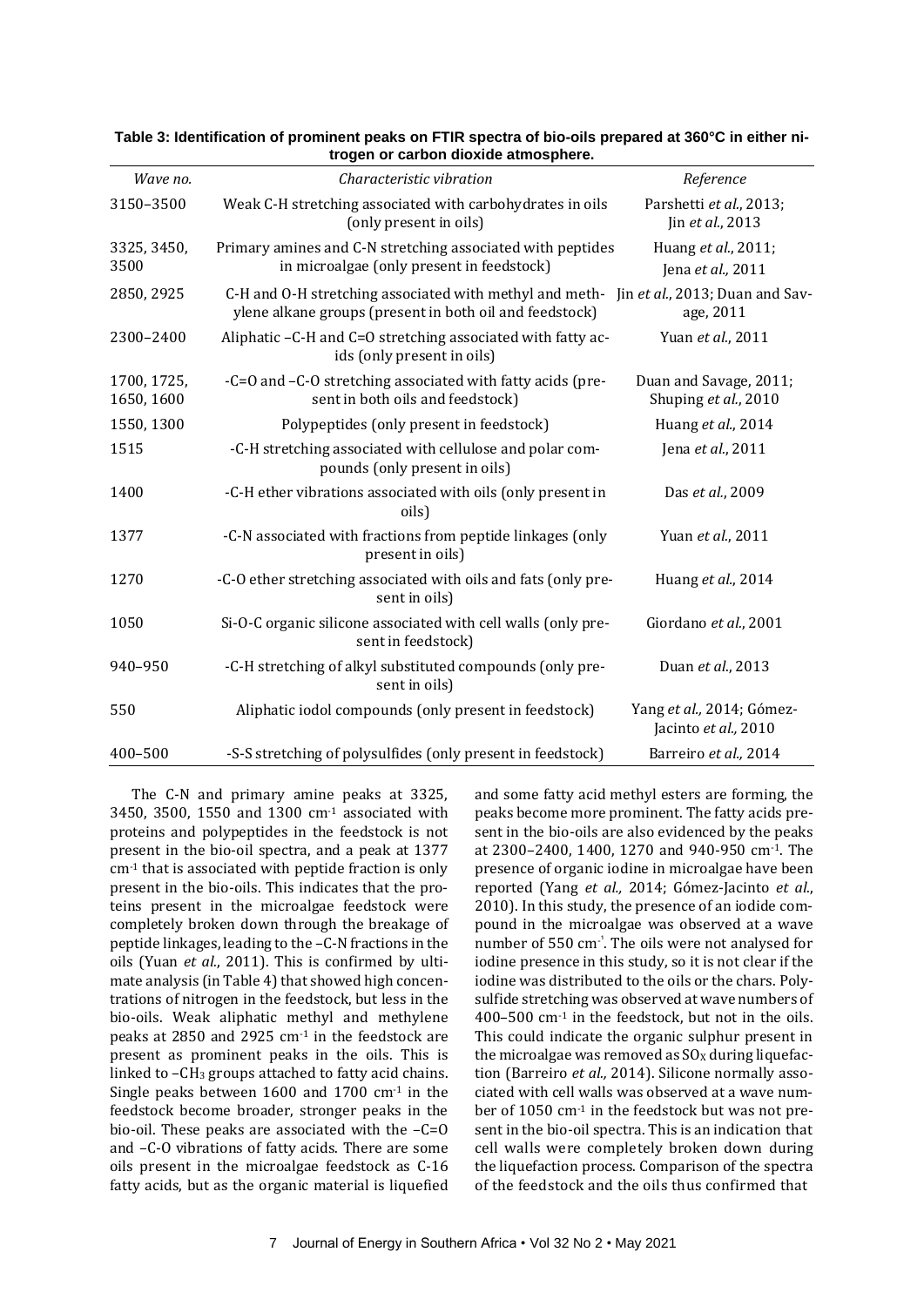**Table 3: Identification of prominent peaks on FTIR spectra of bio-oils prepared at 360°C in either nitrogen or carbon dioxide atmosphere.**

| *Wave no.* | *Characteristic vibration* | *Reference* |
|---|---|---|
| 3150–3500 | Weak C-H stretching associated with carbohydrates in oils (only present in oils) | Parshetti *et al.*, 2013; Jin *et al.*, 2013 |
| 3325, 3450, 3500 | Primary amines and C-N stretching associated with peptides in microalgae (only present in feedstock) | Huang *et al.*, 2011; Jena *et al.,* 2011 |
| 2850, 2925 | C-H and O-H stretching associated with methyl and methylene alkane groups (present in both oil and feedstock) | Jin *et al.*, 2013; Duan and Savage, 2011 |
| 2300–2400 | Aliphatic –C-H and C=O stretching associated with fatty acids (only present in oils) | Yuan *et al.*, 2011 |
| 1700, 1725, 1650, 1600 | -C=O and –C-O stretching associated with fatty acids (present in both oils and feedstock) | Duan and Savage, 2011; Shuping *et al.*, 2010 |
| 1550, 1300 | Polypeptides (only present in feedstock) | Huang *et al.*, 2014 |
| 1515 | -C-H stretching associated with cellulose and polar compounds (only present in oils) | Jena *et al.*, 2011 |
| 1400 | -C-H ether vibrations associated with oils (only present in oils) | Das *et al.*, 2009 |
| 1377 | -C-N associated with fractions from peptide linkages (only present in oils) | Yuan *et al.*, 2011 |
| 1270 | -C-O ether stretching associated with oils and fats (only present in oils) | Huang *et al.*, 2014 |
| 1050 | Si-O-C organic silicone associated with cell walls (only present in feedstock) | Giordano *et al.*, 2001 |
| 940–950 | -C-H stretching of alkyl substituted compounds (only present in oils) | Duan *et al.*, 2013 |
| 550 | Aliphatic iodol compounds (only present in feedstock) | Yang *et al.,* 2014; Gómez-Jacinto *et al.,* 2010 |
| 400–500 | -S-S stretching of polysulfides (only present in feedstock) | Barreiro *et al.,* 2014 |

The C-N and primary amine peaks at 3325, 3450, 3500, 1550 and 1300 $cm^{-1}$ associated with proteins and polypeptides in the feedstock is not present in the bio-oil spectra, and a peak at 1377 $cm^{-1}$ that is associated with peptide fraction is only present in the bio-oils. This indicates that the proteins present in the microalgae feedstock were completely broken down through the breakage of peptide linkages, leading to the –C-N fractions in the oils (Yuan *et al.*, 2011). This is confirmed by ultimate analysis (in Table 4) that showed high concentrations of nitrogen in the feedstock, but less in the bio-oils. Weak aliphatic methyl and methylene peaks at 2850 and 2925 $cm^{-1}$ in the feedstock are present as prominent peaks in the oils. This is linked to $–CH_3$ groups attached to fatty acid chains. Single peaks between 1600 and 1700 $cm^{-1}$ in the feedstock become broader, stronger peaks in the bio-oil. These peaks are associated with the –C=O and –C-O vibrations of fatty acids. There are some oils present in the microalgae feedstock as C-16 fatty acids, but as the organic material is liquefied and some fatty acid methyl esters are forming, the peaks become more prominent. The fatty acids present in the bio-oils are also evidenced by the peaks at 2300–2400, 1400, 1270 and 940-950 $cm^{-1}$. The presence of organic iodine in microalgae have been reported (Yang *et al.,* 2014; Gómez-Jacinto *et al.*, 2010). In this study, the presence of an iodide compound in the microalgae was observed at a wave number of 550 $cm^{-1}$. The oils were not analysed for iodine presence in this study, so it is not clear if the iodine was distributed to the oils or the chars. Polysulfide stretching was observed at wave numbers of 400–500 $cm^{-1}$ in the feedstock, but not in the oils. This could indicate the organic sulphur present in the microalgae was removed as $SO_X$ during liquefaction (Barreiro *et al.,* 2014). Silicone normally associated with cell walls was observed at a wave number of 1050 $cm^{-1}$ in the feedstock but was not present in the bio-oil spectra. This is an indication that cell walls were completely broken down during the liquefaction process. Comparison of the spectra of the feedstock and the oils thus confirmed that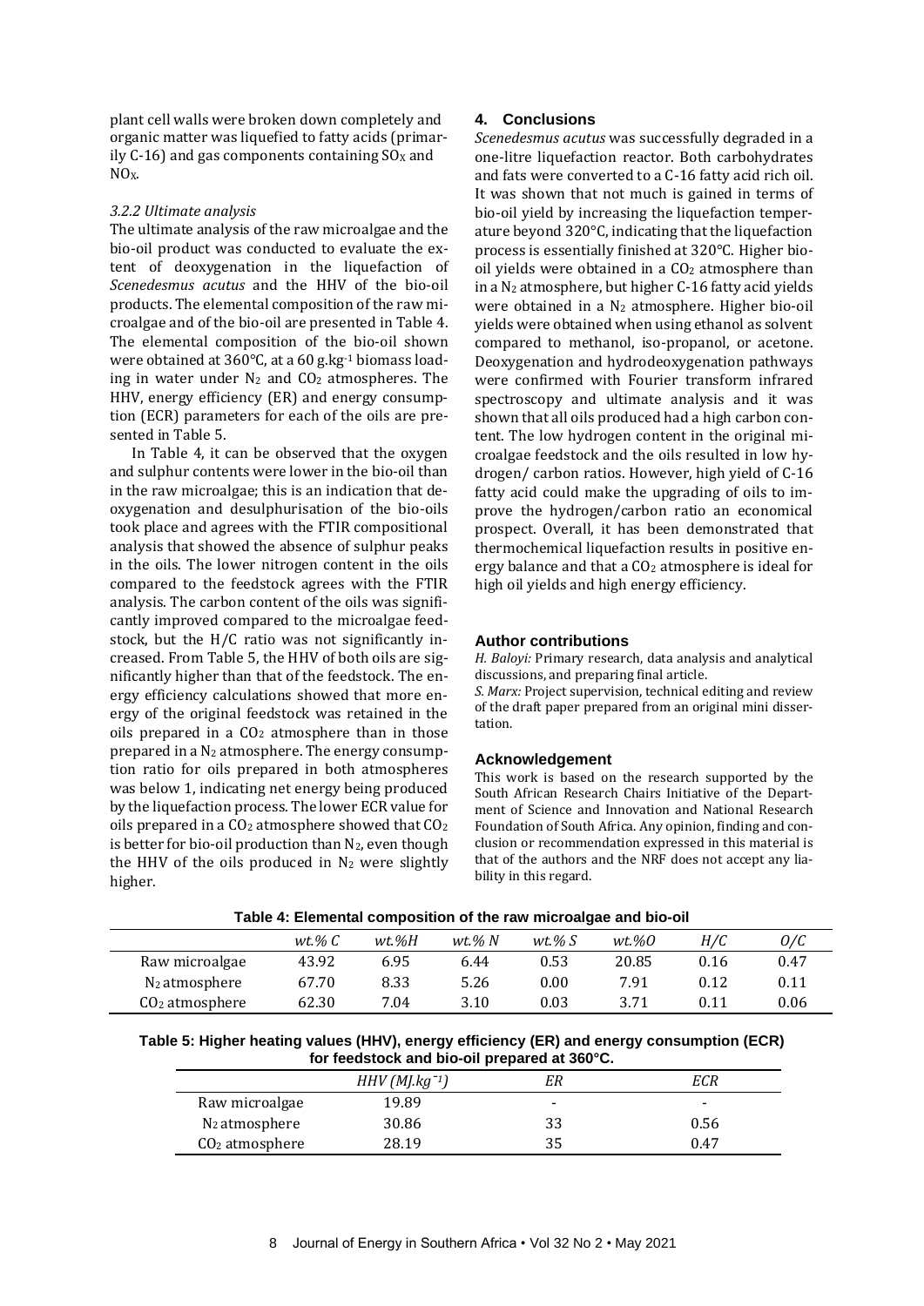plant cell walls were broken down completely and organic matter was liquefied to fatty acids (primarily C-16) and gas components containing $SO_X$ and $NO_X$.

### 3.2.2 Ultimate analysis

The ultimate analysis of the raw microalgae and the bio-oil product was conducted to evaluate the extent of deoxygenation in the liquefaction of *Scenedesmus acutus* and the HHV of the bio-oil products. The elemental composition of the raw microalgae and of the bio-oil are presented in Table 4. The elemental composition of the bio-oil shown were obtained at 360°C, at a 60 g.kg$^{-1}$ biomass loading in water under $N_2$ and $CO_2$ atmospheres. The HHV, energy efficiency (ER) and energy consumption (ECR) parameters for each of the oils are presented in Table 5.

In Table 4, it can be observed that the oxygen and sulphur contents were lower in the bio-oil than in the raw microalgae; this is an indication that deoxygenation and desulphurisation of the bio-oils took place and agrees with the FTIR compositional analysis that showed the absence of sulphur peaks in the oils. The lower nitrogen content in the oils compared to the feedstock agrees with the FTIR analysis. The carbon content of the oils was significantly improved compared to the microalgae feedstock, but the H/C ratio was not significantly increased. From Table 5, the HHV of both oils are significantly higher than that of the feedstock. The energy efficiency calculations showed that more energy of the original feedstock was retained in the oils prepared in a $CO_2$ atmosphere than in those prepared in a $N_2$ atmosphere. The energy consumption ratio for oils prepared in both atmospheres was below 1, indicating net energy being produced by the liquefaction process. The lower ECR value for oils prepared in a $CO_2$ atmosphere showed that $CO_2$ is better for bio-oil production than $N_2$, even though the HHV of the oils produced in $N_2$ were slightly higher.

## 4. Conclusions

*Scenedesmus acutus* was successfully degraded in a one-litre liquefaction reactor. Both carbohydrates and fats were converted to a C-16 fatty acid rich oil. It was shown that not much is gained in terms of bio-oil yield by increasing the liquefaction temperature beyond 320°C, indicating that the liquefaction process is essentially finished at 320°C. Higher bio-oil yields were obtained in a $CO_2$ atmosphere than in a $N_2$ atmosphere, but higher C-16 fatty acid yields were obtained in a $N_2$ atmosphere. Higher bio-oil yields were obtained when using ethanol as solvent compared to methanol, iso-propanol, or acetone. Deoxygenation and hydrodeoxygenation pathways were confirmed with Fourier transform infrared spectroscopy and ultimate analysis and it was shown that all oils produced had a high carbon content. The low hydrogen content in the original microalgae feedstock and the oils resulted in low hydrogen/ carbon ratios. However, high yield of C-16 fatty acid could make the upgrading of oils to improve the hydrogen/carbon ratio an economical prospect. Overall, it has been demonstrated that thermochemical liquefaction results in positive energy balance and that a $CO_2$ atmosphere is ideal for high oil yields and high energy efficiency.

## Author contributions

*H. Baloyi:* Primary research, data analysis and analytical discussions, and preparing final article.
*S. Marx:* Project supervision, technical editing and review of the draft paper prepared from an original mini dissertation.

## Acknowledgement

This work is based on the research supported by the South African Research Chairs Initiative of the Department of Science and Innovation and National Research Foundation of South Africa. Any opinion, finding and conclusion or recommendation expressed in this material is that of the authors and the NRF does not accept any liability in this regard.

**Table 4: Elemental composition of the raw microalgae and bio-oil**

| | *wt.% C* | *wt.%H* | *wt.% N* | *wt.% S* | *wt.%O* | *H/C* | *O/C* |
|---|---|---|---|---|---|---|---|
| Raw microalgae | 43.92 | 6.95 | 6.44 | 0.53 | 20.85 | 0.16 | 0.47 |
| $N_2$ atmosphere | 67.70 | 8.33 | 5.26 | 0.00 | 7.91 | 0.12 | 0.11 |
| $CO_2$ atmosphere | 62.30 | 7.04 | 3.10 | 0.03 | 3.71 | 0.11 | 0.06 |

**Table 5: Higher heating values (HHV), energy efficiency (ER) and energy consumption (ECR) for feedstock and bio-oil prepared at 360°C.**

| | *HHV (MJ.kg$^{-1}$)* | *ER* | *ECR* |
|---|---|---|---|
| Raw microalgae | 19.89 | - | - |
| $N_2$ atmosphere | 30.86 | 33 | 0.56 |
| $CO_2$ atmosphere | 28.19 | 35 | 0.47 |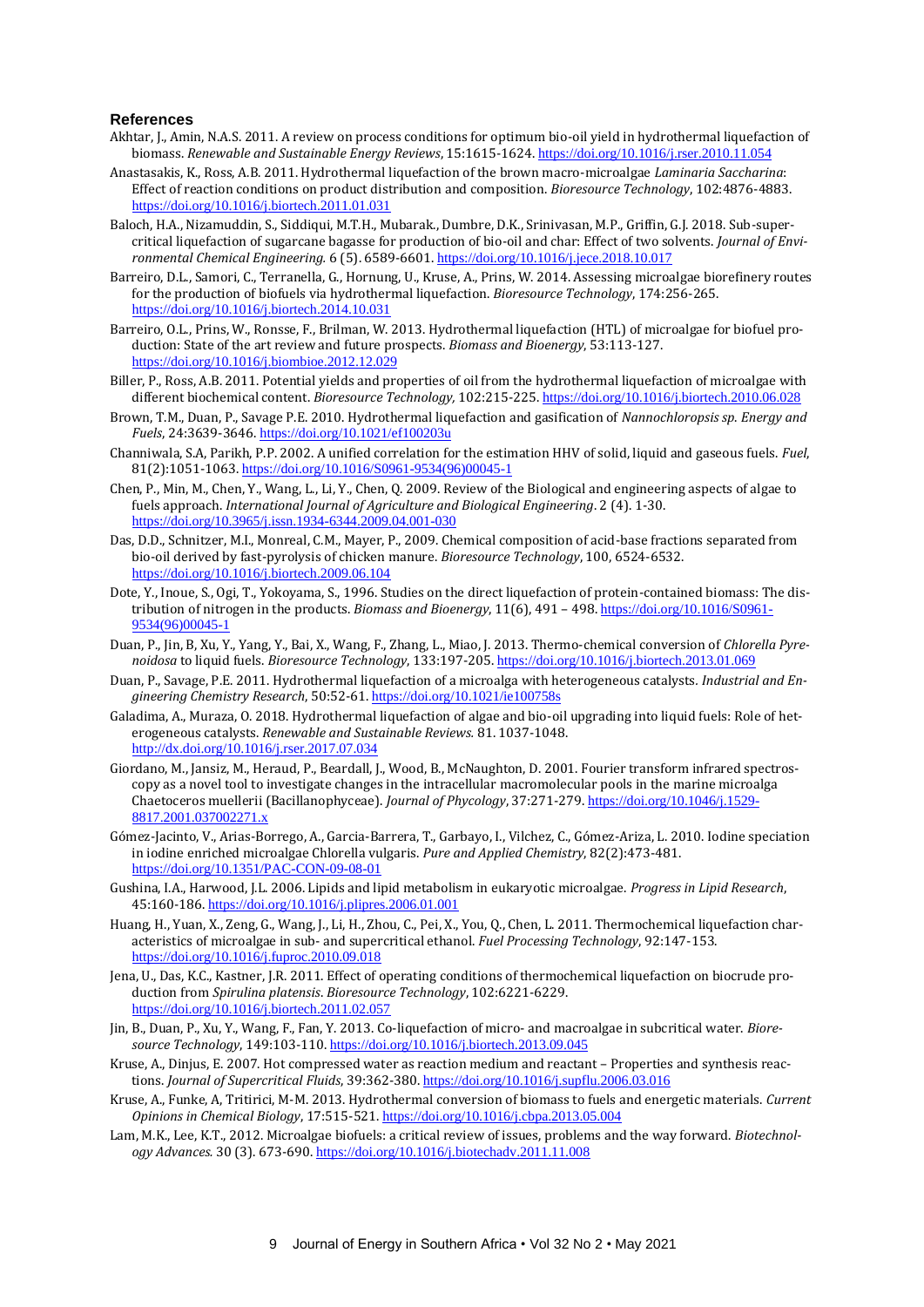## References

Akhtar, J., Amin, N.A.S. 2011. A review on process conditions for optimum bio-oil yield in hydrothermal liquefaction of biomass. *Renewable and Sustainable Energy Reviews*, 15:1615-1624. https://doi.org/10.1016/j.rser.2010.11.054

Anastasakis, K., Ross, A.B. 2011. Hydrothermal liquefaction of the brown macro-microalgae *Laminaria Saccharina*: Effect of reaction conditions on product distribution and composition. *Bioresource Technology*, 102:4876-4883. https://doi.org/10.1016/j.biortech.2011.01.031

Baloch, H.A., Nizamuddin, S., Siddiqui, M.T.H., Mubarak., Dumbre, D.K., Srinivasan, M.P., Griffin, G.J. 2018. Sub-supercritical liquefaction of sugarcane bagasse for production of bio-oil and char: Effect of two solvents. *Journal of Environmental Chemical Engineering.* 6 (5). 6589-6601. https://doi.org/10.1016/j.jece.2018.10.017

Barreiro, D.L., Samori, C., Terranella, G., Hornung, U., Kruse, A., Prins, W. 2014. Assessing microalgae biorefinery routes for the production of biofuels via hydrothermal liquefaction. *Bioresource Technology*, 174:256-265. https://doi.org/10.1016/j.biortech.2014.10.031

Barreiro, O.L., Prins, W., Ronsse, F., Brilman, W. 2013. Hydrothermal liquefaction (HTL) of microalgae for biofuel production: State of the art review and future prospects. *Biomass and Bioenergy*, 53:113-127. https://doi.org/10.1016/j.biombioe.2012.12.029

Biller, P., Ross, A.B. 2011. Potential yields and properties of oil from the hydrothermal liquefaction of microalgae with different biochemical content. *Bioresource Technology,* 102:215-225. https://doi.org/10.1016/j.biortech.2010.06.028

Brown, T.M., Duan, P., Savage P.E. 2010. Hydrothermal liquefaction and gasification of *Nannochloropsis sp. Energy and Fuels*, 24:3639-3646. https://doi.org/10.1021/ef100203u

Channiwala, S.A, Parikh, P.P. 2002. A unified correlation for the estimation HHV of solid, liquid and gaseous fuels. *Fuel*, 81(2):1051-1063. https://doi.org/10.1016/S0961-9534(96)00045-1

Chen, P., Min, M., Chen, Y., Wang, L., Li, Y., Chen, Q. 2009. Review of the Biological and engineering aspects of algae to fuels approach. *International Journal of Agriculture and Biological Engineering*. 2 (4). 1-30. https://doi.org/10.3965/j.issn.1934-6344.2009.04.001-030

Das, D.D., Schnitzer, M.I., Monreal, C.M., Mayer, P., 2009. Chemical composition of acid-base fractions separated from bio-oil derived by fast-pyrolysis of chicken manure. *Bioresource Technology*, 100, 6524-6532. https://doi.org/10.1016/j.biortech.2009.06.104

Dote, Y., Inoue, S., Ogi, T., Yokoyama, S., 1996. Studies on the direct liquefaction of protein-contained biomass: The distribution of nitrogen in the products. *Biomass and Bioenergy*, 11(6), 491 – 498. https://doi.org/10.1016/S0961-9534(96)00045-1

Duan, P., Jin, B, Xu, Y., Yang, Y., Bai, X., Wang, F., Zhang, L., Miao, J. 2013. Thermo-chemical conversion of *Chlorella Pyrenoidosa* to liquid fuels. *Bioresource Technology*, 133:197-205. https://doi.org/10.1016/j.biortech.2013.01.069

Duan, P., Savage, P.E. 2011. Hydrothermal liquefaction of a microalga with heterogeneous catalysts. *Industrial and Engineering Chemistry Research*, 50:52-61. https://doi.org/10.1021/ie100758s

Galadima, A., Muraza, O. 2018. Hydrothermal liquefaction of algae and bio-oil upgrading into liquid fuels: Role of heterogeneous catalysts. *Renewable and Sustainable Reviews.* 81. 1037-1048. http://dx.doi.org/10.1016/j.rser.2017.07.034

Giordano, M., Jansiz, M., Heraud, P., Beardall, J., Wood, B., McNaughton, D. 2001. Fourier transform infrared spectroscopy as a novel tool to investigate changes in the intracellular macromolecular pools in the marine microalga Chaetoceros muellerii (Bacillanophyceae). *Journal of Phycology*, 37:271-279. https://doi.org/10.1046/j.1529-8817.2001.037002271.x

Gómez-Jacinto, V., Arias-Borrego, A., Garcia-Barrera, T., Garbayo, I., Vilchez, C., Gómez-Ariza, L. 2010. Iodine speciation in iodine enriched microalgae Chlorella vulgaris. *Pure and Applied Chemistry*, 82(2):473-481. https://doi.org/10.1351/PAC-CON-09-08-01

Gushina, I.A., Harwood, J.L. 2006. Lipids and lipid metabolism in eukaryotic microalgae. *Progress in Lipid Research*, 45:160-186. https://doi.org/10.1016/j.plipres.2006.01.001

Huang, H., Yuan, X., Zeng, G., Wang, J., Li, H., Zhou, C., Pei, X., You, Q., Chen, L. 2011. Thermochemical liquefaction characteristics of microalgae in sub- and supercritical ethanol. *Fuel Processing Technology*, 92:147-153. https://doi.org/10.1016/j.fuproc.2010.09.018

Jena, U., Das, K.C., Kastner, J.R. 2011. Effect of operating conditions of thermochemical liquefaction on biocrude production from *Spirulina platensis*. *Bioresource Technology*, 102:6221-6229. https://doi.org/10.1016/j.biortech.2011.02.057

Jin, B., Duan, P., Xu, Y., Wang, F., Fan, Y. 2013. Co-liquefaction of micro- and macroalgae in subcritical water. *Bioresource Technology*, 149:103-110. https://doi.org/10.1016/j.biortech.2013.09.045

Kruse, A., Dinjus, E. 2007. Hot compressed water as reaction medium and reactant – Properties and synthesis reactions. *Journal of Supercritical Fluids*, 39:362-380. https://doi.org/10.1016/j.supflu.2006.03.016

Kruse, A., Funke, A, Trititici, M-M. 2013. Hydrothermal conversion of biomass to fuels and energetic materials. *Current Opinions in Chemical Biology*, 17:515-521. https://doi.org/10.1016/j.cbpa.2013.05.004

Lam, M.K., Lee, K.T., 2012. Microalgae biofuels: a critical review of issues, problems and the way forward. *Biotechnology Advances.* 30 (3). 673-690. https://doi.org/10.1016/j.biotechadv.2011.11.008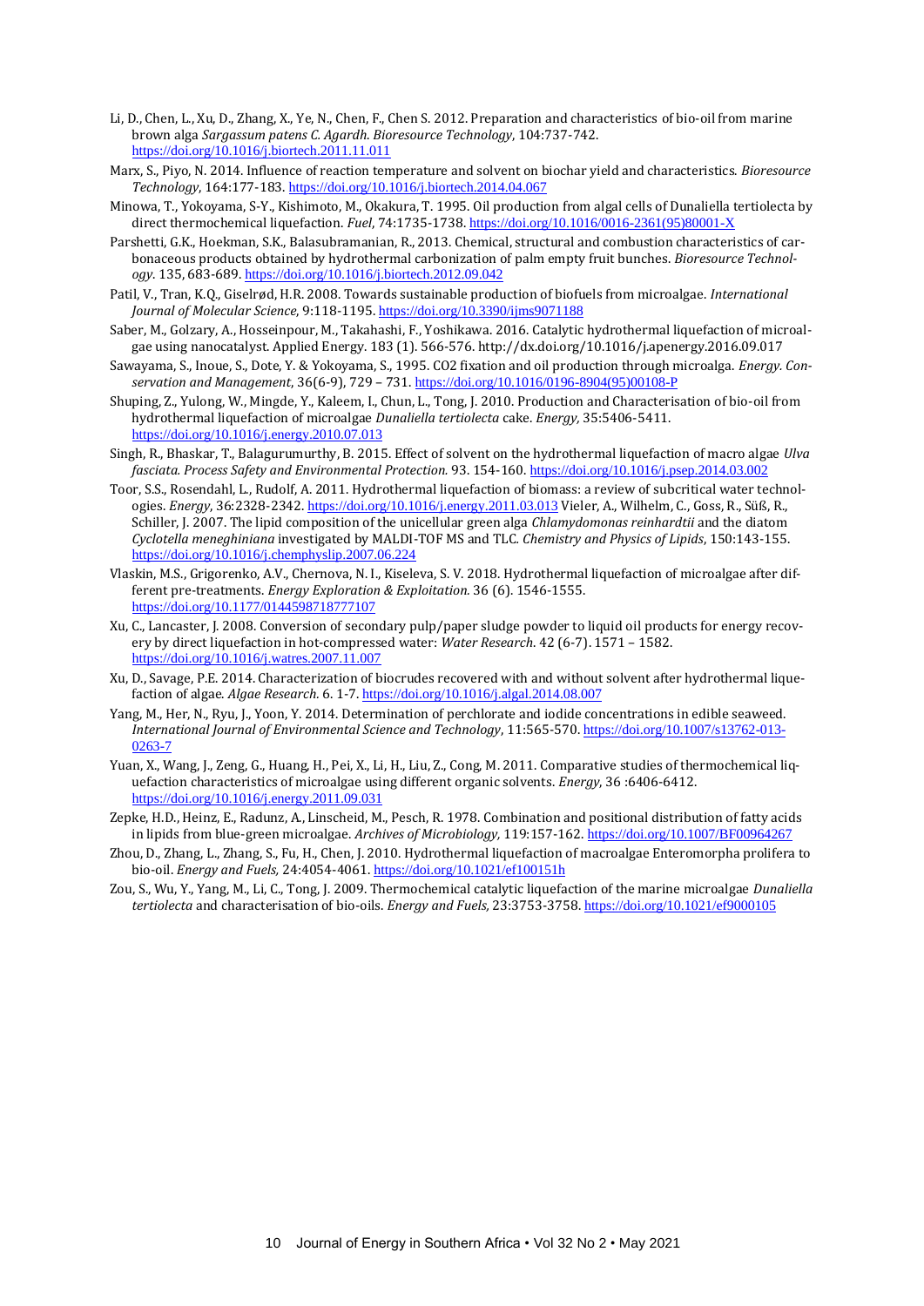Li, D., Chen, L., Xu, D., Zhang, X., Ye, N., Chen, F., Chen S. 2012. Preparation and characteristics of bio-oil from marine brown alga *Sargassum patens C. Agardh*. *Bioresource Technology*, 104:737-742. https://doi.org/10.1016/j.biortech.2011.11.011

Marx, S., Piyo, N. 2014. Influence of reaction temperature and solvent on biochar yield and characteristics. *Bioresource Technology*, 164:177-183. https://doi.org/10.1016/j.biortech.2014.04.067

Minowa, T., Yokoyama, S-Y., Kishimoto, M., Okakura, T. 1995. Oil production from algal cells of Dunaliella tertiolecta by direct thermochemical liquefaction. *Fuel*, 74:1735-1738. https://doi.org/10.1016/0016-2361(95)80001-X

Parshetti, G.K., Hoekman, S.K., Balasubramanian, R., 2013. Chemical, structural and combustion characteristics of carbonaceous products obtained by hydrothermal carbonization of palm empty fruit bunches. *Bioresource Technology*. 135, 683-689. https://doi.org/10.1016/j.biortech.2012.09.042

Patil, V., Tran, K.Q., Giselrød, H.R. 2008. Towards sustainable production of biofuels from microalgae. *International Journal of Molecular Science*, 9:118-1195. https://doi.org/10.3390/ijms9071188

Saber, M., Golzary, A., Hosseinpour, M., Takahashi, F., Yoshikawa. 2016. Catalytic hydrothermal liquefaction of microalgae using nanocatalyst. Applied Energy. 183 (1). 566-576. http://dx.doi.org/10.1016/j.apenergy.2016.09.017

Sawayama, S., Inoue, S., Dote, Y. & Yokoyama, S., 1995. CO2 fixation and oil production through microalga. *Energy. Conservation and Management*, 36(6-9), 729 – 731. https://doi.org/10.1016/0196-8904(95)00108-P

Shuping, Z., Yulong, W., Mingde, Y., Kaleem, I., Chun, L., Tong, J. 2010. Production and Characterisation of bio-oil from hydrothermal liquefaction of microalgae *Dunaliella tertiolecta* cake. *Energy*, 35:5406-5411. https://doi.org/10.1016/j.energy.2010.07.013

Singh, R., Bhaskar, T., Balagurumurthy, B. 2015. Effect of solvent on the hydrothermal liquefaction of macro algae *Ulva fasciata*. *Process Safety and Environmental Protection*. 93. 154-160. https://doi.org/10.1016/j.psep.2014.03.002

Toor, S.S., Rosendahl, L., Rudolf, A. 2011. Hydrothermal liquefaction of biomass: a review of subcritical water technologies. *Energy*, 36:2328-2342. https://doi.org/10.1016/j.energy.2011.03.013 Vieler, A., Wilhelm, C., Goss, R., Süß, R., Schiller, J. 2007. The lipid composition of the unicellular green alga *Chlamydomonas reinhardtii* and the diatom *Cyclotella meneghiniana* investigated by MALDI-TOF MS and TLC. *Chemistry and Physics of Lipids*, 150:143-155. https://doi.org/10.1016/j.chemphyslip.2007.06.224

Vlaskin, M.S., Grigorenko, A.V., Chernova, N. I., Kiseleva, S. V. 2018. Hydrothermal liquefaction of microalgae after different pre-treatments. *Energy Exploration & Exploitation*. 36 (6). 1546-1555. https://doi.org/10.1177/0144598718777107

Xu, C., Lancaster, J. 2008. Conversion of secondary pulp/paper sludge powder to liquid oil products for energy recovery by direct liquefaction in hot-compressed water: *Water Research*. 42 (6-7). 1571 – 1582. https://doi.org/10.1016/j.watres.2007.11.007

Xu, D., Savage, P.E. 2014. Characterization of biocrudes recovered with and without solvent after hydrothermal liquefaction of algae. *Algae Research*. 6. 1-7. https://doi.org/10.1016/j.algal.2014.08.007

Yang, M., Her, N., Ryu, J., Yoon, Y. 2014. Determination of perchlorate and iodide concentrations in edible seaweed. *International Journal of Environmental Science and Technology*, 11:565-570. https://doi.org/10.1007/s13762-013-0263-7

Yuan, X., Wang, J., Zeng, G., Huang, H., Pei, X., Li, H., Liu, Z., Cong, M. 2011. Comparative studies of thermochemical liquefaction characteristics of microalgae using different organic solvents. *Energy*, 36 :6406-6412. https://doi.org/10.1016/j.energy.2011.09.031

Zepke, H.D., Heinz, E., Radunz, A., Linscheid, M., Pesch, R. 1978. Combination and positional distribution of fatty acids in lipids from blue-green microalgae. *Archives of Microbiology*, 119:157-162. https://doi.org/10.1007/BF00964267

Zhou, D., Zhang, L., Zhang, S., Fu, H., Chen, J. 2010. Hydrothermal liquefaction of macroalgae Enteromorpha prolifera to bio-oil. *Energy and Fuels*, 24:4054-4061. https://doi.org/10.1021/ef100151h

Zou, S., Wu, Y., Yang, M., Li, C., Tong, J. 2009. Thermochemical catalytic liquefaction of the marine microalgae *Dunaliella tertiolecta* and characterisation of bio-oils. *Energy and Fuels*, 23:3753-3758. https://doi.org/10.1021/ef9000105